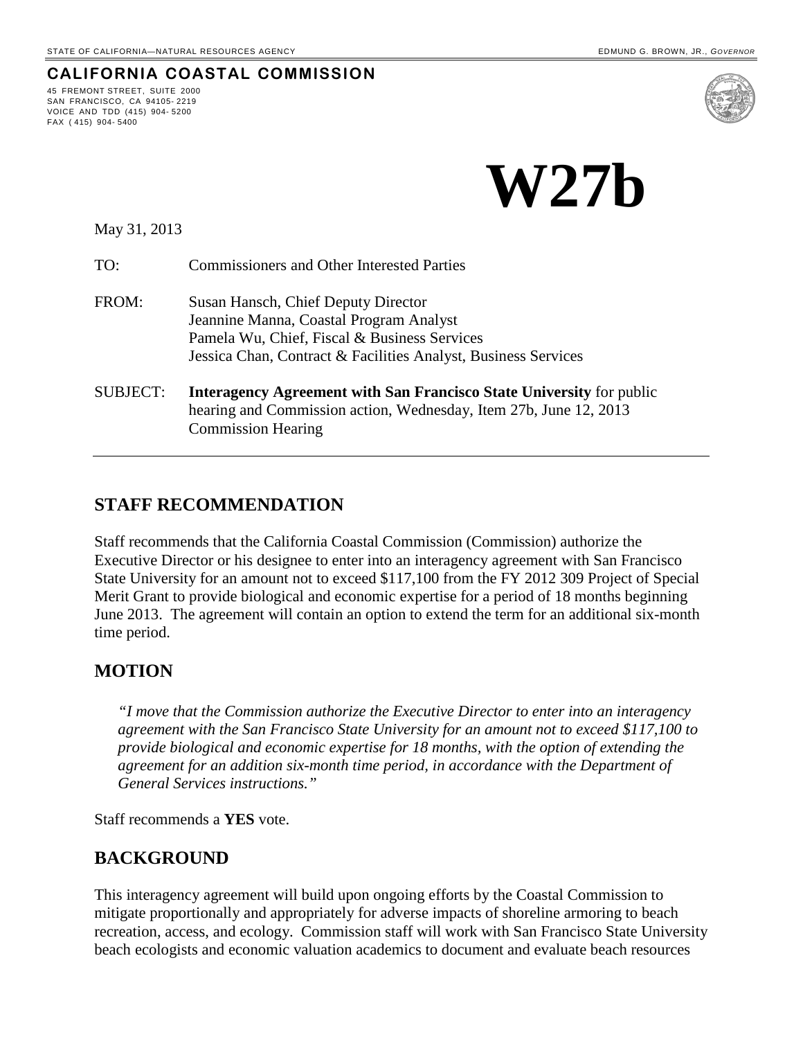STATE OF CALIFORNIA—NATURAL RESOURCES AGENCY EDMUND G. BROWN, JR., *GOVERNOR*

**CALIFORNIA COASTAL COMMISSION**

45 FREMONT STREET, SUITE 2000
SAN FRANCISCO, CA 94105-2219
VOICE AND TDD (415) 904-5200
FAX (415) 904-5400

# W27b

May 31, 2013

TO: Commissioners and Other Interested Parties

FROM: Susan Hansch, Chief Deputy Director
Jeannine Manna, Coastal Program Analyst
Pamela Wu, Chief, Fiscal & Business Services
Jessica Chan, Contract & Facilities Analyst, Business Services

SUBJECT: **Interagency Agreement with San Francisco State University** for public hearing and Commission action, Wednesday, Item 27b, June 12, 2013 Commission Hearing

---

## STAFF RECOMMENDATION

Staff recommends that the California Coastal Commission (Commission) authorize the Executive Director or his designee to enter into an interagency agreement with San Francisco State University for an amount not to exceed $117,100 from the FY 2012 309 Project of Special Merit Grant to provide biological and economic expertise for a period of 18 months beginning June 2013. The agreement will contain an option to extend the term for an additional six-month time period.

## MOTION

> *"I move that the Commission authorize the Executive Director to enter into an interagency agreement with the San Francisco State University for an amount not to exceed $117,100 to provide biological and economic expertise for 18 months, with the option of extending the agreement for an addition six-month time period, in accordance with the Department of General Services instructions."*

Staff recommends a **YES** vote.

## BACKGROUND

This interagency agreement will build upon ongoing efforts by the Coastal Commission to mitigate proportionally and appropriately for adverse impacts of shoreline armoring to beach recreation, access, and ecology. Commission staff will work with San Francisco State University beach ecologists and economic valuation academics to document and evaluate beach resources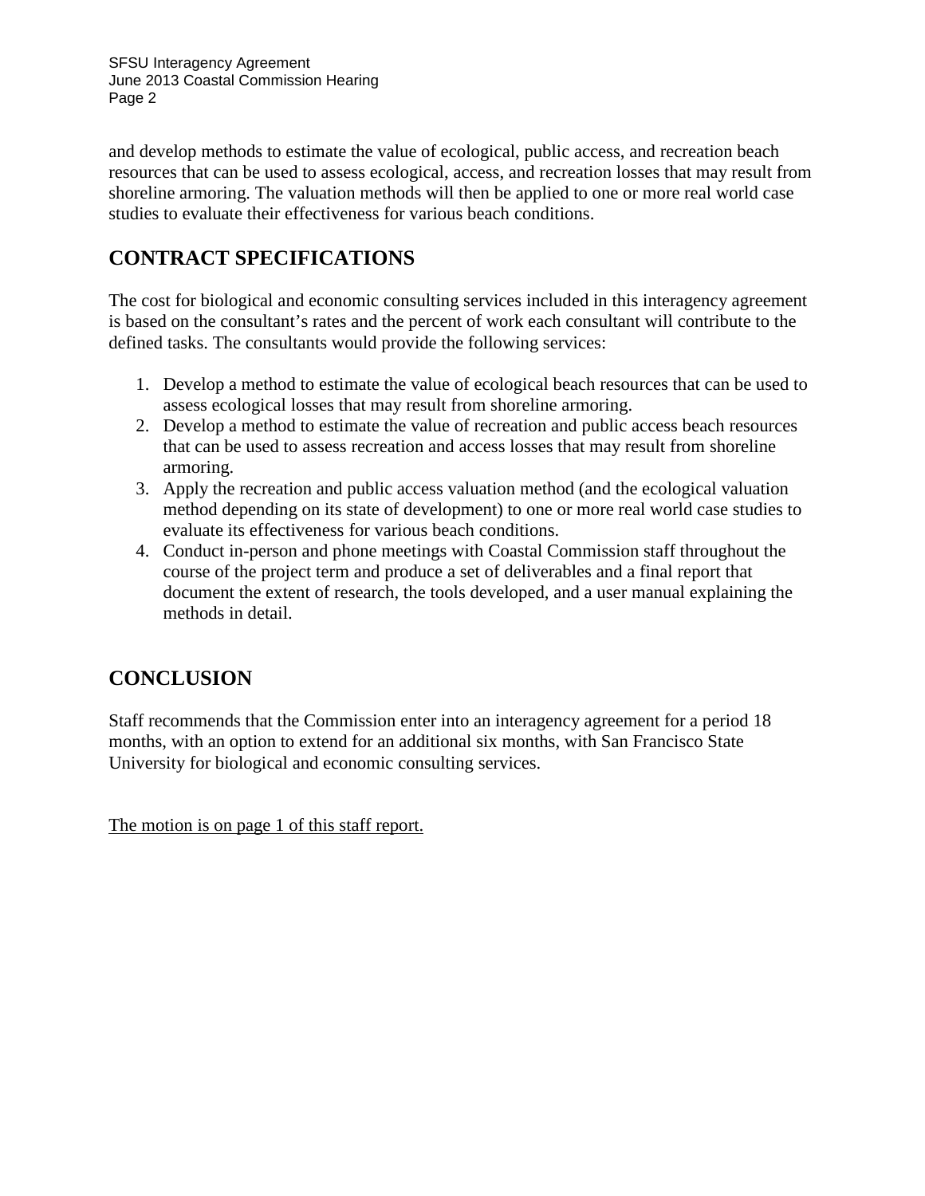and develop methods to estimate the value of ecological, public access, and recreation beach resources that can be used to assess ecological, access, and recreation losses that may result from shoreline armoring. The valuation methods will then be applied to one or more real world case studies to evaluate their effectiveness for various beach conditions.

## CONTRACT SPECIFICATIONS

The cost for biological and economic consulting services included in this interagency agreement is based on the consultant's rates and the percent of work each consultant will contribute to the defined tasks. The consultants would provide the following services:

1. Develop a method to estimate the value of ecological beach resources that can be used to assess ecological losses that may result from shoreline armoring.
2. Develop a method to estimate the value of recreation and public access beach resources that can be used to assess recreation and access losses that may result from shoreline armoring.
3. Apply the recreation and public access valuation method (and the ecological valuation method depending on its state of development) to one or more real world case studies to evaluate its effectiveness for various beach conditions.
4. Conduct in-person and phone meetings with Coastal Commission staff throughout the course of the project term and produce a set of deliverables and a final report that document the extent of research, the tools developed, and a user manual explaining the methods in detail.

## CONCLUSION

Staff recommends that the Commission enter into an interagency agreement for a period 18 months, with an option to extend for an additional six months, with San Francisco State University for biological and economic consulting services.

<u>The motion is on page 1 of this staff report.</u>